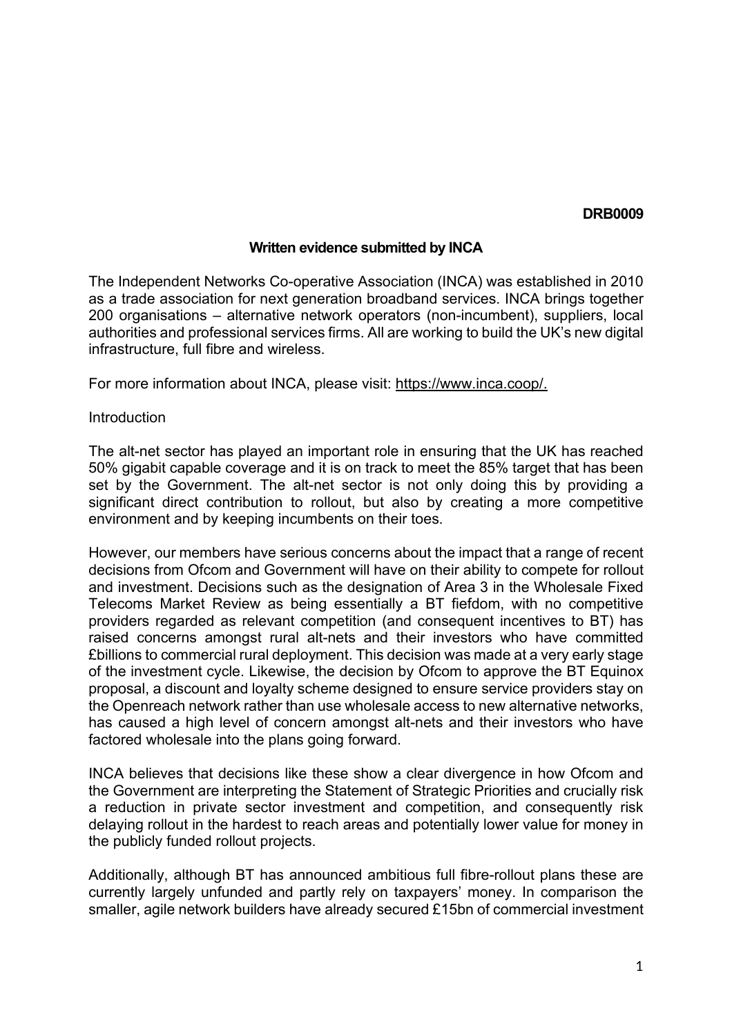**DRB0009**

**Written evidence submitted by INCA**

The Independent Networks Co-operative Association (INCA) was established in 2010 as a trade association for next generation broadband services. INCA brings together 200 organisations – alternative network operators (non-incumbent), suppliers, local authorities and professional services firms. All are working to build the UK's new digital infrastructure, full fibre and wireless.

For more information about INCA, please visit: https://www.inca.coop/.

Introduction

The alt-net sector has played an important role in ensuring that the UK has reached 50% gigabit capable coverage and it is on track to meet the 85% target that has been set by the Government. The alt-net sector is not only doing this by providing a significant direct contribution to rollout, but also by creating a more competitive environment and by keeping incumbents on their toes.

However, our members have serious concerns about the impact that a range of recent decisions from Ofcom and Government will have on their ability to compete for rollout and investment. Decisions such as the designation of Area 3 in the Wholesale Fixed Telecoms Market Review as being essentially a BT fiefdom, with no competitive providers regarded as relevant competition (and consequent incentives to BT) has raised concerns amongst rural alt-nets and their investors who have committed £billions to commercial rural deployment. This decision was made at a very early stage of the investment cycle. Likewise, the decision by Ofcom to approve the BT Equinox proposal, a discount and loyalty scheme designed to ensure service providers stay on the Openreach network rather than use wholesale access to new alternative networks, has caused a high level of concern amongst alt-nets and their investors who have factored wholesale into the plans going forward.

INCA believes that decisions like these show a clear divergence in how Ofcom and the Government are interpreting the Statement of Strategic Priorities and crucially risk a reduction in private sector investment and competition, and consequently risk delaying rollout in the hardest to reach areas and potentially lower value for money in the publicly funded rollout projects.

Additionally, although BT has announced ambitious full fibre-rollout plans these are currently largely unfunded and partly rely on taxpayers' money. In comparison the smaller, agile network builders have already secured £15bn of commercial investment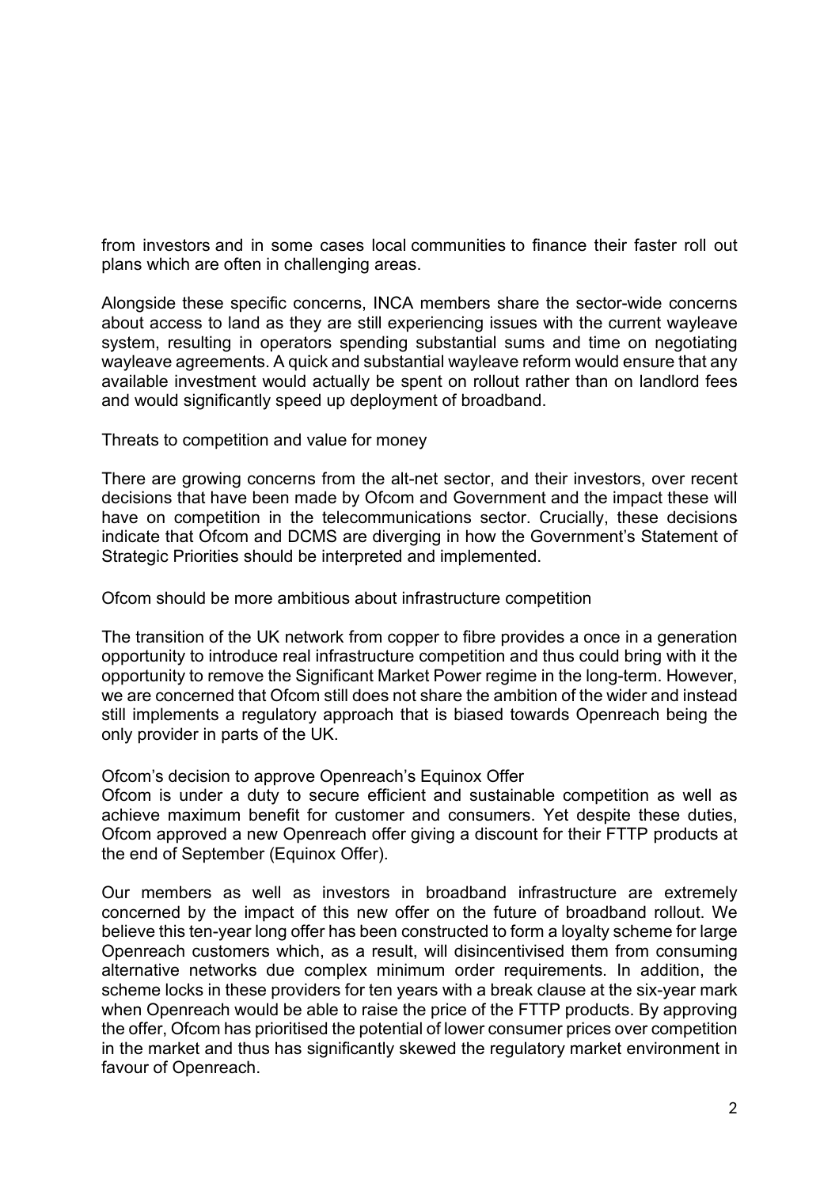from investors and in some cases local communities to finance their faster roll out plans which are often in challenging areas.

Alongside these specific concerns, INCA members share the sector-wide concerns about access to land as they are still experiencing issues with the current wayleave system, resulting in operators spending substantial sums and time on negotiating wayleave agreements. A quick and substantial wayleave reform would ensure that any available investment would actually be spent on rollout rather than on landlord fees and would significantly speed up deployment of broadband.

## Threats to competition and value for money

There are growing concerns from the alt-net sector, and their investors, over recent decisions that have been made by Ofcom and Government and the impact these will have on competition in the telecommunications sector. Crucially, these decisions indicate that Ofcom and DCMS are diverging in how the Government's Statement of Strategic Priorities should be interpreted and implemented.

### Ofcom should be more ambitious about infrastructure competition

The transition of the UK network from copper to fibre provides a once in a generation opportunity to introduce real infrastructure competition and thus could bring with it the opportunity to remove the Significant Market Power regime in the long-term. However, we are concerned that Ofcom still does not share the ambition of the wider and instead still implements a regulatory approach that is biased towards Openreach being the only provider in parts of the UK.

### Ofcom's decision to approve Openreach's Equinox Offer

Ofcom is under a duty to secure efficient and sustainable competition as well as achieve maximum benefit for customer and consumers. Yet despite these duties, Ofcom approved a new Openreach offer giving a discount for their FTTP products at the end of September (Equinox Offer).

Our members as well as investors in broadband infrastructure are extremely concerned by the impact of this new offer on the future of broadband rollout. We believe this ten-year long offer has been constructed to form a loyalty scheme for large Openreach customers which, as a result, will disincentivised them from consuming alternative networks due complex minimum order requirements. In addition, the scheme locks in these providers for ten years with a break clause at the six-year mark when Openreach would be able to raise the price of the FTTP products. By approving the offer, Ofcom has prioritised the potential of lower consumer prices over competition in the market and thus has significantly skewed the regulatory market environment in favour of Openreach.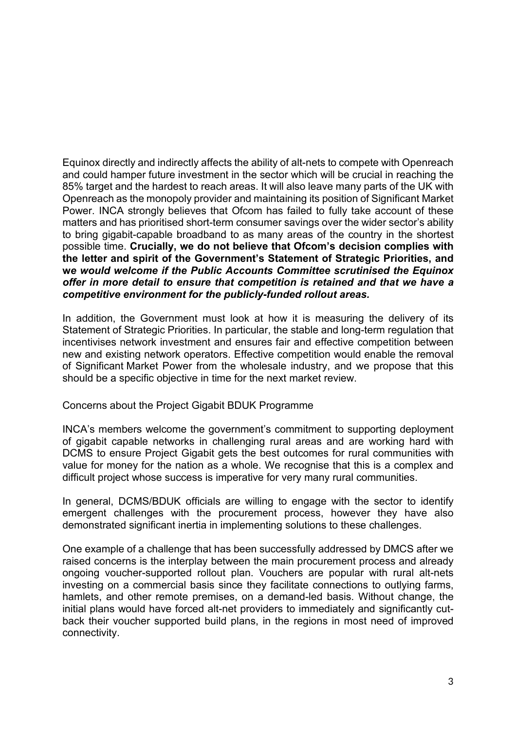Equinox directly and indirectly affects the ability of alt-nets to compete with Openreach and could hamper future investment in the sector which will be crucial in reaching the 85% target and the hardest to reach areas. It will also leave many parts of the UK with Openreach as the monopoly provider and maintaining its position of Significant Market Power. INCA strongly believes that Ofcom has failed to fully take account of these matters and has prioritised short-term consumer savings over the wider sector's ability to bring gigabit-capable broadband to as many areas of the country in the shortest possible time. **Crucially, we do not believe that Ofcom's decision complies with the letter and spirit of the Government's Statement of Strategic Priorities, and we *would welcome if the Public Accounts Committee scrutinised the Equinox offer in more detail to ensure that competition is retained and that we have a competitive environment for the publicly-funded rollout areas.***

In addition, the Government must look at how it is measuring the delivery of its Statement of Strategic Priorities. In particular, the stable and long-term regulation that incentivises network investment and ensures fair and effective competition between new and existing network operators. Effective competition would enable the removal of Significant Market Power from the wholesale industry, and we propose that this should be a specific objective in time for the next market review.

Concerns about the Project Gigabit BDUK Programme

INCA's members welcome the government's commitment to supporting deployment of gigabit capable networks in challenging rural areas and are working hard with DCMS to ensure Project Gigabit gets the best outcomes for rural communities with value for money for the nation as a whole. We recognise that this is a complex and difficult project whose success is imperative for very many rural communities.

In general, DCMS/BDUK officials are willing to engage with the sector to identify emergent challenges with the procurement process, however they have also demonstrated significant inertia in implementing solutions to these challenges.

One example of a challenge that has been successfully addressed by DMCS after we raised concerns is the interplay between the main procurement process and already ongoing voucher-supported rollout plan. Vouchers are popular with rural alt-nets investing on a commercial basis since they facilitate connections to outlying farms, hamlets, and other remote premises, on a demand-led basis. Without change, the initial plans would have forced alt-net providers to immediately and significantly cut-back their voucher supported build plans, in the regions in most need of improved connectivity.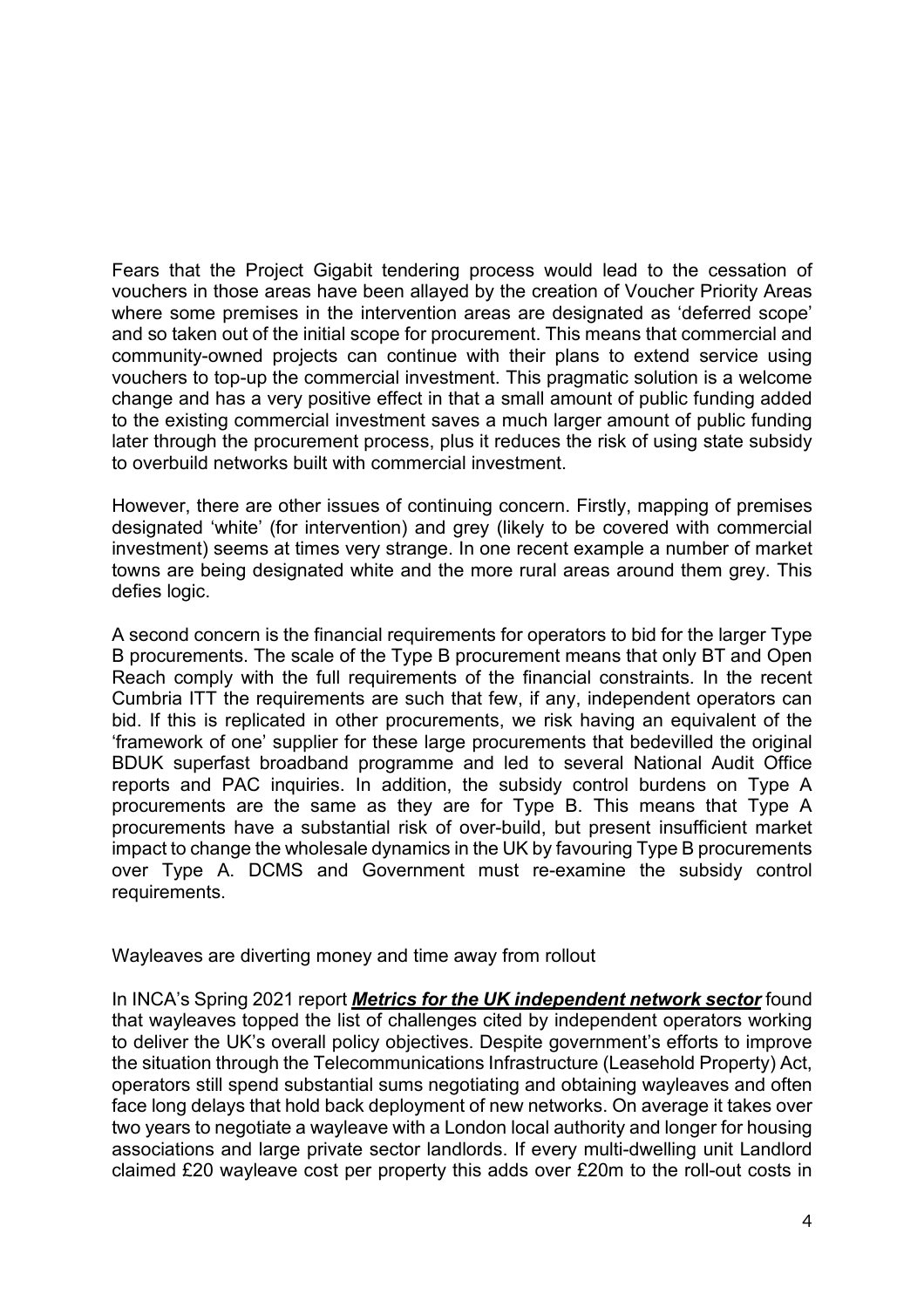Fears that the Project Gigabit tendering process would lead to the cessation of vouchers in those areas have been allayed by the creation of Voucher Priority Areas where some premises in the intervention areas are designated as 'deferred scope' and so taken out of the initial scope for procurement. This means that commercial and community-owned projects can continue with their plans to extend service using vouchers to top-up the commercial investment. This pragmatic solution is a welcome change and has a very positive effect in that a small amount of public funding added to the existing commercial investment saves a much larger amount of public funding later through the procurement process, plus it reduces the risk of using state subsidy to overbuild networks built with commercial investment.

However, there are other issues of continuing concern. Firstly, mapping of premises designated 'white' (for intervention) and grey (likely to be covered with commercial investment) seems at times very strange. In one recent example a number of market towns are being designated white and the more rural areas around them grey. This defies logic.

A second concern is the financial requirements for operators to bid for the larger Type B procurements. The scale of the Type B procurement means that only BT and Open Reach comply with the full requirements of the financial constraints. In the recent Cumbria ITT the requirements are such that few, if any, independent operators can bid. If this is replicated in other procurements, we risk having an equivalent of the 'framework of one' supplier for these large procurements that bedevilled the original BDUK superfast broadband programme and led to several National Audit Office reports and PAC inquiries. In addition, the subsidy control burdens on Type A procurements are the same as they are for Type B. This means that Type A procurements have a substantial risk of over-build, but present insufficient market impact to change the wholesale dynamics in the UK by favouring Type B procurements over Type A. DCMS and Government must re-examine the subsidy control requirements.

Wayleaves are diverting money and time away from rollout

In INCA's Spring 2021 report ***Metrics for the UK independent network sector*** found that wayleaves topped the list of challenges cited by independent operators working to deliver the UK's overall policy objectives. Despite government's efforts to improve the situation through the Telecommunications Infrastructure (Leasehold Property) Act, operators still spend substantial sums negotiating and obtaining wayleaves and often face long delays that hold back deployment of new networks. On average it takes over two years to negotiate a wayleave with a London local authority and longer for housing associations and large private sector landlords. If every multi-dwelling unit Landlord claimed £20 wayleave cost per property this adds over £20m to the roll-out costs in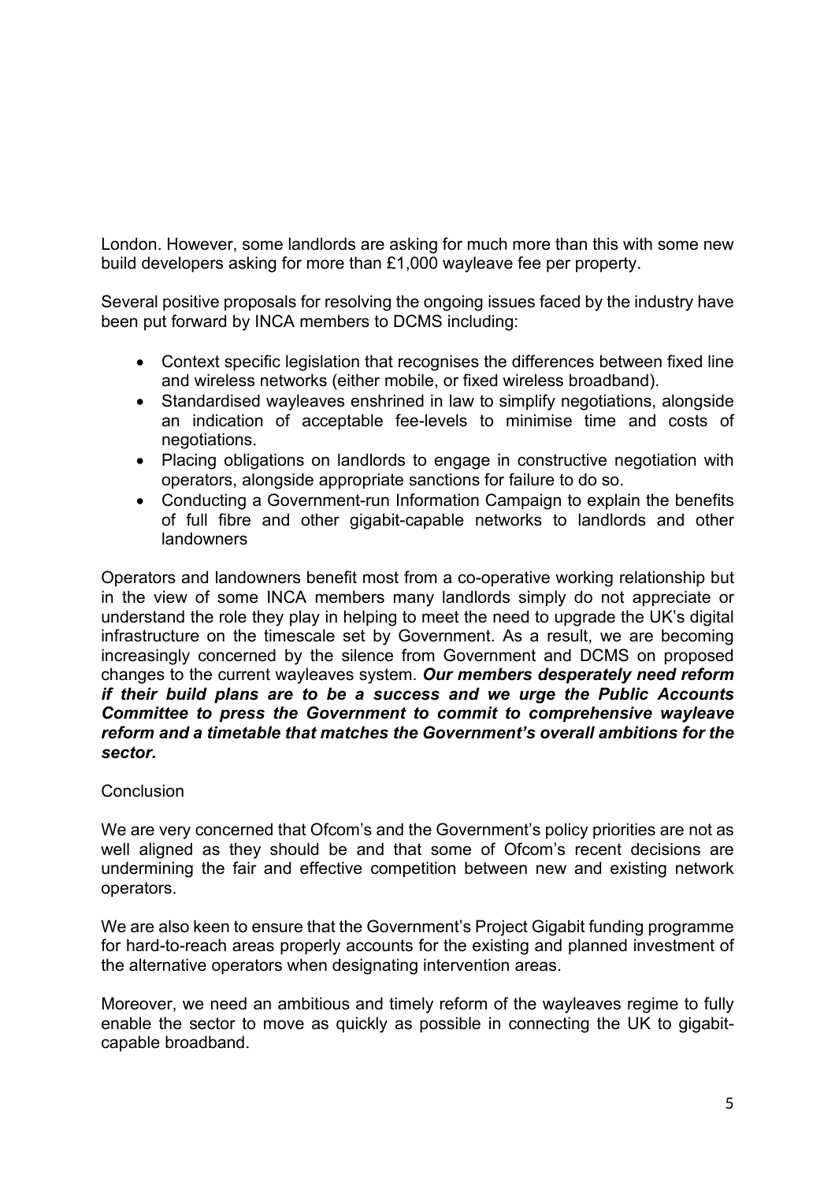London. However, some landlords are asking for much more than this with some new build developers asking for more than £1,000 wayleave fee per property.

Several positive proposals for resolving the ongoing issues faced by the industry have been put forward by INCA members to DCMS including:

- Context specific legislation that recognises the differences between fixed line and wireless networks (either mobile, or fixed wireless broadband).
- Standardised wayleaves enshrined in law to simplify negotiations, alongside an indication of acceptable fee-levels to minimise time and costs of negotiations.
- Placing obligations on landlords to engage in constructive negotiation with operators, alongside appropriate sanctions for failure to do so.
- Conducting a Government-run Information Campaign to explain the benefits of full fibre and other gigabit-capable networks to landlords and other landowners

Operators and landowners benefit most from a co-operative working relationship but in the view of some INCA members many landlords simply do not appreciate or understand the role they play in helping to meet the need to upgrade the UK's digital infrastructure on the timescale set by Government. As a result, we are becoming increasingly concerned by the silence from Government and DCMS on proposed changes to the current wayleaves system. ***Our members desperately need reform if their build plans are to be a success and we urge the Public Accounts Committee to press the Government to commit to comprehensive wayleave reform and a timetable that matches the Government's overall ambitions for the sector.***

Conclusion

We are very concerned that Ofcom's and the Government's policy priorities are not as well aligned as they should be and that some of Ofcom's recent decisions are undermining the fair and effective competition between new and existing network operators.

We are also keen to ensure that the Government's Project Gigabit funding programme for hard-to-reach areas properly accounts for the existing and planned investment of the alternative operators when designating intervention areas.

Moreover, we need an ambitious and timely reform of the wayleaves regime to fully enable the sector to move as quickly as possible in connecting the UK to gigabit-capable broadband.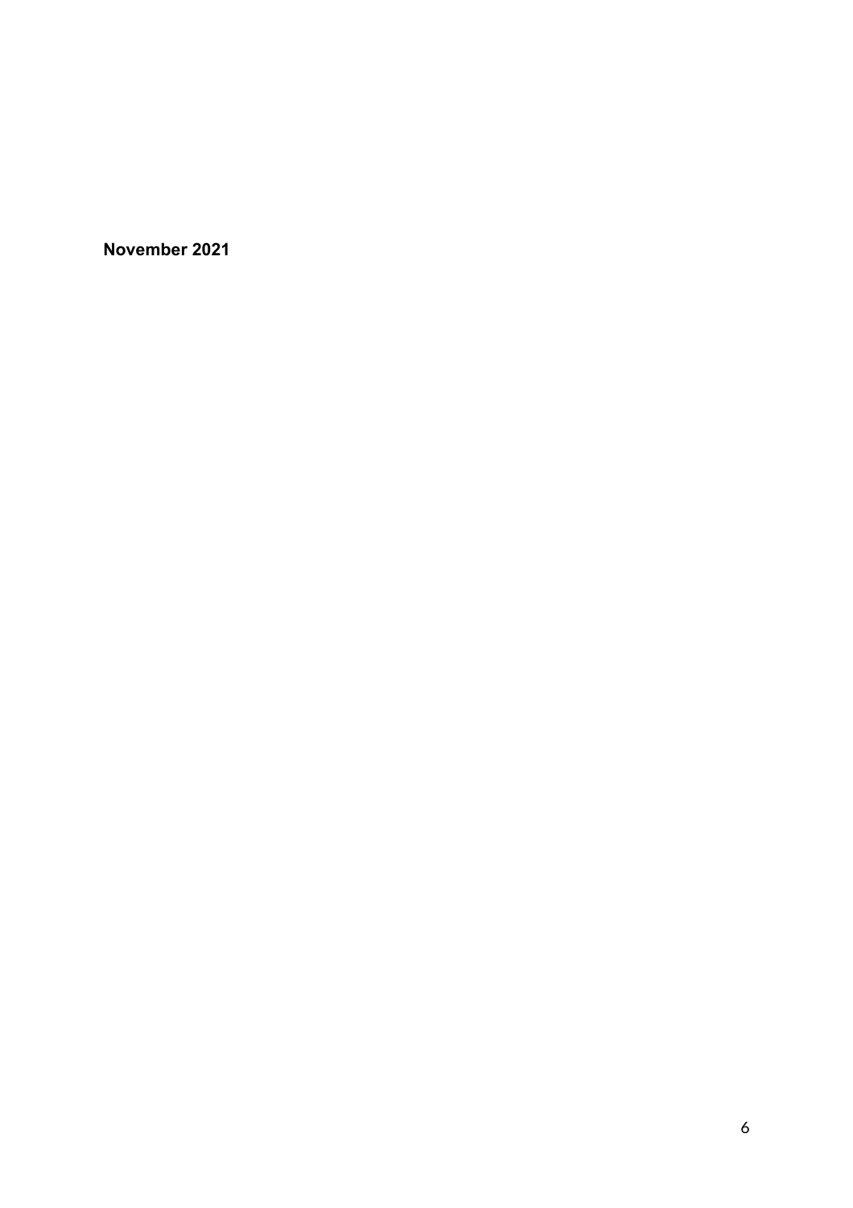**November 2021**